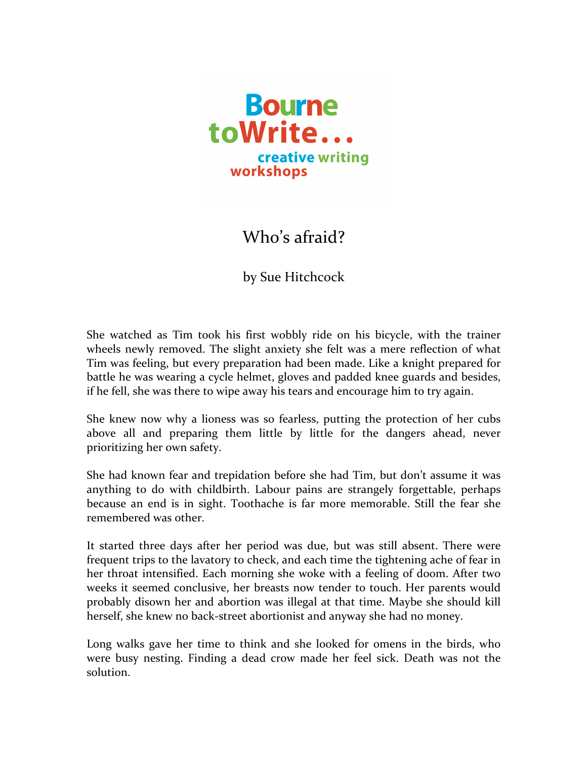Bourne toWrite… creative writing workshops

# Who's afraid?

by Sue Hitchcock

She watched as Tim took his first wobbly ride on his bicycle, with the trainer wheels newly removed. The slight anxiety she felt was a mere reflection of what Tim was feeling, but every preparation had been made. Like a knight prepared for battle he was wearing a cycle helmet, gloves and padded knee guards and besides, if he fell, she was there to wipe away his tears and encourage him to try again.

She knew now why a lioness was so fearless, putting the protection of her cubs above all and preparing them little by little for the dangers ahead, never prioritizing her own safety.

She had known fear and trepidation before she had Tim, but don't assume it was anything to do with childbirth. Labour pains are strangely forgettable, perhaps because an end is in sight. Toothache is far more memorable. Still the fear she remembered was other.

It started three days after her period was due, but was still absent. There were frequent trips to the lavatory to check, and each time the tightening ache of fear in her throat intensified. Each morning she woke with a feeling of doom. After two weeks it seemed conclusive, her breasts now tender to touch. Her parents would probably disown her and abortion was illegal at that time. Maybe she should kill herself, she knew no back-street abortionist and anyway she had no money.

Long walks gave her time to think and she looked for omens in the birds, who were busy nesting. Finding a dead crow made her feel sick. Death was not the solution.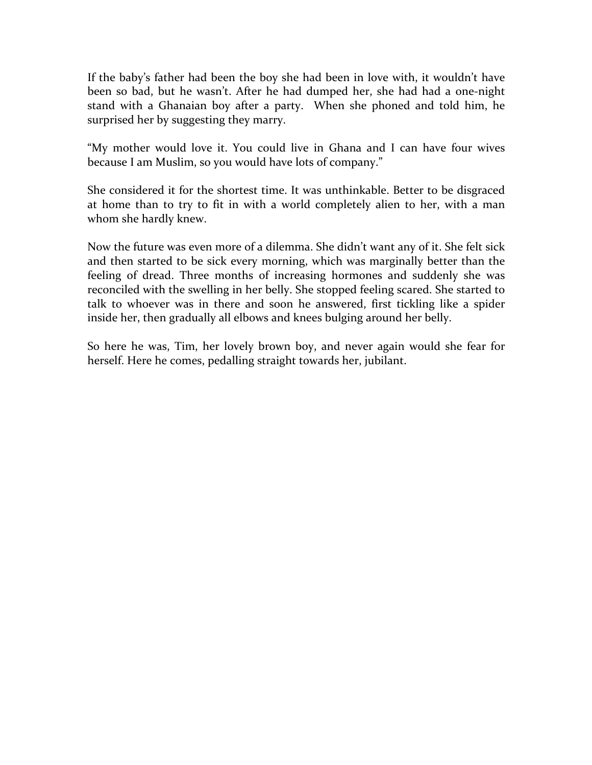If the baby's father had been the boy she had been in love with, it wouldn't have been so bad, but he wasn't. After he had dumped her, she had had a one-night stand with a Ghanaian boy after a party. When she phoned and told him, he surprised her by suggesting they marry.

"My mother would love it. You could live in Ghana and I can have four wives because I am Muslim, so you would have lots of company."

She considered it for the shortest time. It was unthinkable. Better to be disgraced at home than to try to fit in with a world completely alien to her, with a man whom she hardly knew.

Now the future was even more of a dilemma. She didn't want any of it. She felt sick and then started to be sick every morning, which was marginally better than the feeling of dread. Three months of increasing hormones and suddenly she was reconciled with the swelling in her belly. She stopped feeling scared. She started to talk to whoever was in there and soon he answered, first tickling like a spider inside her, then gradually all elbows and knees bulging around her belly.

So here he was, Tim, her lovely brown boy, and never again would she fear for herself. Here he comes, pedalling straight towards her, jubilant.